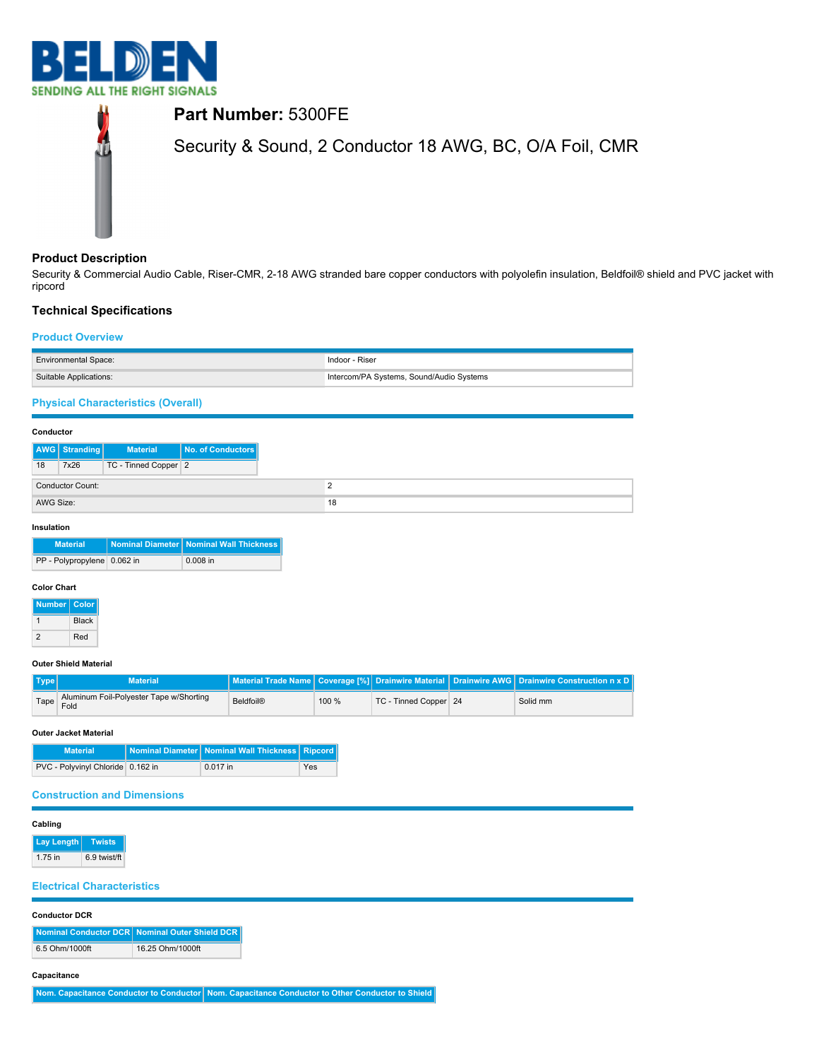**Part Number:** 5300FE

Security & Sound, 2 Conductor 18 AWG, BC, O/A Foil, CMR

## Product Description

Security & Commercial Audio Cable, Riser-CMR, 2-18 AWG stranded bare copper conductors with polyolefin insulation, Beldfoil® shield and PVC jacket with ripcord

## Technical Specifications

### Product Overview

| | |
|---|---|
| Environmental Space: | Indoor - Riser |
| Suitable Applications: | Intercom/PA Systems, Sound/Audio Systems |

### Physical Characteristics (Overall)

#### Conductor

| AWG | Stranding | Material | No. of Conductors |
|---|---|---|---|
| 18 | 7x26 | TC - Tinned Copper | 2 |

| | |
|---|---|
| Conductor Count: | 2 |
| AWG Size: | 18 |

#### Insulation

| Material | Nominal Diameter | Nominal Wall Thickness |
|---|---|---|
| PP - Polypropylene | 0.062 in | 0.008 in |

#### Color Chart

| Number | Color |
|---|---|
| 1 | Black |
| 2 | Red |

#### Outer Shield Material

| Type | Material | Material Trade Name | Coverage [%] | Drainwire Material | Drainwire AWG | Drainwire Construction n x D |
|---|---|---|---|---|---|---|
| Tape | Aluminum Foil-Polyester Tape w/Shorting Fold | Beldfoil® | 100 % | TC - Tinned Copper | 24 | Solid mm |

#### Outer Jacket Material

| Material | Nominal Diameter | Nominal Wall Thickness | Ripcord |
|---|---|---|---|
| PVC - Polyvinyl Chloride | 0.162 in | 0.017 in | Yes |

### Construction and Dimensions

#### Cabling

| Lay Length | Twists |
|---|---|
| 1.75 in | 6.9 twist/ft |

### Electrical Characteristics

#### Conductor DCR

| Nominal Conductor DCR | Nominal Outer Shield DCR |
|---|---|
| 6.5 Ohm/1000ft | 16.25 Ohm/1000ft |

#### Capacitance

| Nom. Capacitance Conductor to Conductor | Nom. Capacitance Conductor to Other Conductor to Shield |
|---|---|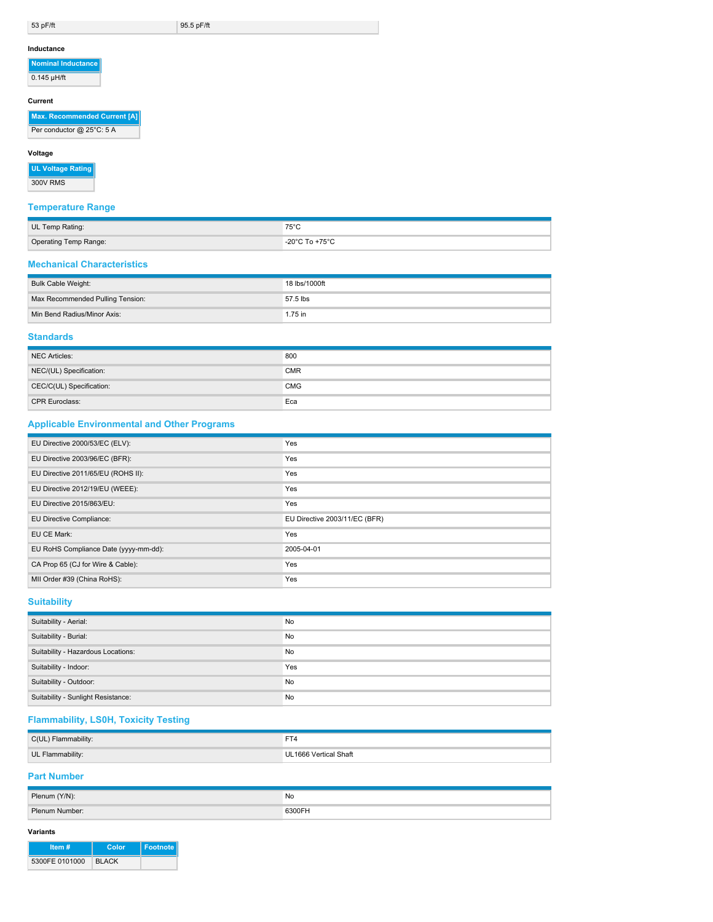| 53 pF/ft | 95.5 pF/ft |
|---|---|

#### Inductance

| Nominal Inductance |
|---|
| 0.145 µH/ft |

#### Current

| Max. Recommended Current [A] |
|---|
| Per conductor @ 25°C: 5 A |

#### Voltage

| UL Voltage Rating |
|---|
| 300V RMS |

## Temperature Range

| | |
|---|---|
| UL Temp Rating: | 75°C |
| Operating Temp Range: | -20°C To +75°C |

## Mechanical Characteristics

| | |
|---|---|
| Bulk Cable Weight: | 18 lbs/1000ft |
| Max Recommended Pulling Tension: | 57.5 lbs |
| Min Bend Radius/Minor Axis: | 1.75 in |

## Standards

| | |
|---|---|
| NEC Articles: | 800 |
| NEC/(UL) Specification: | CMR |
| CEC/C(UL) Specification: | CMG |
| CPR Euroclass: | Eca |

## Applicable Environmental and Other Programs

| | |
|---|---|
| EU Directive 2000/53/EC (ELV): | Yes |
| EU Directive 2003/96/EC (BFR): | Yes |
| EU Directive 2011/65/EU (ROHS II): | Yes |
| EU Directive 2012/19/EU (WEEE): | Yes |
| EU Directive 2015/863/EU: | Yes |
| EU Directive Compliance: | EU Directive 2003/11/EC (BFR) |
| EU CE Mark: | Yes |
| EU RoHS Compliance Date (yyyy-mm-dd): | 2005-04-01 |
| CA Prop 65 (CJ for Wire & Cable): | Yes |
| MII Order #39 (China RoHS): | Yes |

## Suitability

| | |
|---|---|
| Suitability - Aerial: | No |
| Suitability - Burial: | No |
| Suitability - Hazardous Locations: | No |
| Suitability - Indoor: | Yes |
| Suitability - Outdoor: | No |
| Suitability - Sunlight Resistance: | No |

## Flammability, LS0H, Toxicity Testing

| | |
|---|---|
| C(UL) Flammability: | FT4 |
| UL Flammability: | UL1666 Vertical Shaft |

## Part Number

| | |
|---|---|
| Plenum (Y/N): | No |
| Plenum Number: | 6300FH |

#### Variants

| Item # | Color | Footnote |
|---|---|---|
| 5300FE 0101000 | BLACK | |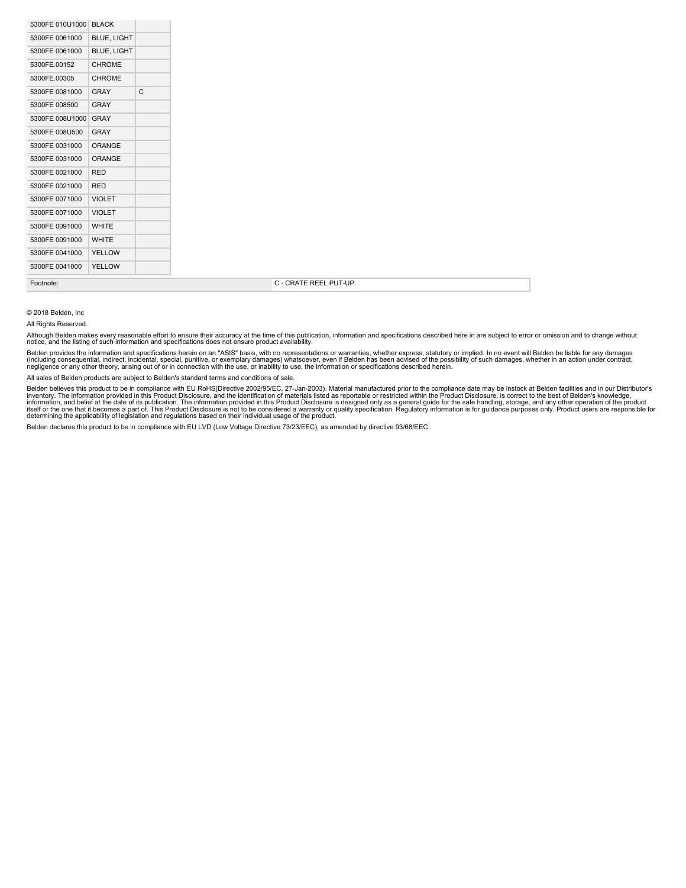| | | |
|---|---|---|
| 5300FE 010U1000 | BLACK | |
| 5300FE 0061000 | BLUE, LIGHT | |
| 5300FE 0061000 | BLUE, LIGHT | |
| 5300FE.00152 | CHROME | |
| 5300FE.00305 | CHROME | |
| 5300FE 0081000 | GRAY | C |
| 5300FE 008500 | GRAY | |
| 5300FE 008U1000 | GRAY | |
| 5300FE 008U500 | GRAY | |
| 5300FE 0031000 | ORANGE | |
| 5300FE 0031000 | ORANGE | |
| 5300FE 0021000 | RED | |
| 5300FE 0021000 | RED | |
| 5300FE 0071000 | VIOLET | |
| 5300FE 0071000 | VIOLET | |
| 5300FE 0091000 | WHITE | |
| 5300FE 0091000 | WHITE | |
| 5300FE 0041000 | YELLOW | |
| 5300FE 0041000 | YELLOW | |

| | |
|---|---|
| Footnote: | C - CRATE REEL PUT-UP. |

© 2018 Belden, Inc

All Rights Reserved.

Although Belden makes every reasonable effort to ensure their accuracy at the time of this publication, information and specifications described here in are subject to error or omission and to change without notice, and the listing of such information and specifications does not ensure product availability.

Belden provides the information and specifications herein on an "ASIS" basis, with no representations or warranties, whether express, statutory or implied. In no event will Belden be liable for any damages (including consequential, indirect, incidental, special, punitive, or exemplary damages) whatsoever, even if Belden has been advised of the possibility of such damages, whether in an action under contract, negligence or any other theory, arising out of or in connection with the use, or inability to use, the information or specifications described herein.

All sales of Belden products are subject to Belden's standard terms and conditions of sale.

Belden believes this product to be in compliance with EU RoHS(Directive 2002/95/EC, 27-Jan-2003). Material manufactured prior to the compliance date may be instock at Belden facilities and in our Distributor's inventory. The information provided in this Product Disclosure, and the identification of materials listed as reportable or restricted within the Product Disclosure, is correct to the best of Belden's knowledge, information, and belief at the date of its publication. The information provided in this Product Disclosure is designed only as a general guide for the safe handling, storage, and any other operation of the product itself or the one that it becomes a part of. This Product Disclosure is not to be considered a warranty or quality specification. Regulatory information is for guidance purposes only. Product users are responsible for determining the applicability of legislation and regulations based on their individual usage of the product.

Belden declares this product to be in compliance with EU LVD (Low Voltage Directive 73/23/EEC), as amended by directive 93/68/EEC.